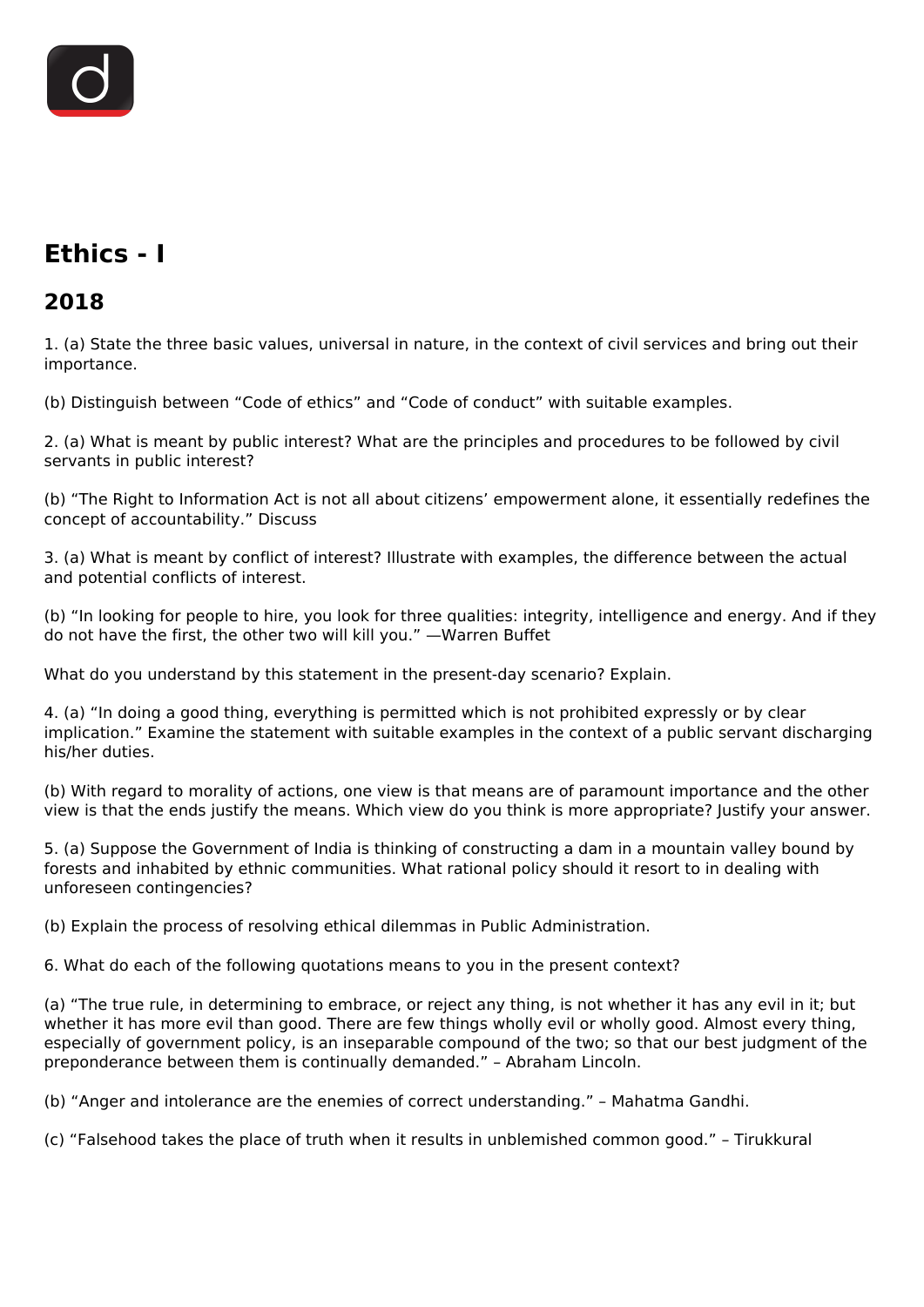# Ethics - I

## 2018

1. (a) State the three basic values, universal in nature, in the context of civil services and bring out their importance.

(b) Distinguish between “Code of ethics” and “Code of conduct” with suitable examples.

2. (a) What is meant by public interest? What are the principles and procedures to be followed by civil servants in public interest?

(b) “The Right to Information Act is not all about citizens’ empowerment alone, it essentially redefines the concept of accountability.” Discuss

3. (a) What is meant by conflict of interest? Illustrate with examples, the difference between the actual and potential conflicts of interest.

(b) “In looking for people to hire, you look for three qualities: integrity, intelligence and energy. And if they do not have the first, the other two will kill you.” —Warren Buffet

What do you understand by this statement in the present-day scenario? Explain.

4. (a) “In doing a good thing, everything is permitted which is not prohibited expressly or by clear implication.” Examine the statement with suitable examples in the context of a public servant discharging his/her duties.

(b) With regard to morality of actions, one view is that means are of paramount importance and the other view is that the ends justify the means. Which view do you think is more appropriate? Justify your answer.

5. (a) Suppose the Government of India is thinking of constructing a dam in a mountain valley bound by forests and inhabited by ethnic communities. What rational policy should it resort to in dealing with unforeseen contingencies?

(b) Explain the process of resolving ethical dilemmas in Public Administration.

6. What do each of the following quotations means to you in the present context?

(a) “The true rule, in determining to embrace, or reject any thing, is not whether it has any evil in it; but whether it has more evil than good. There are few things wholly evil or wholly good. Almost every thing, especially of government policy, is an inseparable compound of the two; so that our best judgment of the preponderance between them is continually demanded.” – Abraham Lincoln.

(b) “Anger and intolerance are the enemies of correct understanding.” – Mahatma Gandhi.

(c) “Falsehood takes the place of truth when it results in unblemished common good.” – Tirukkural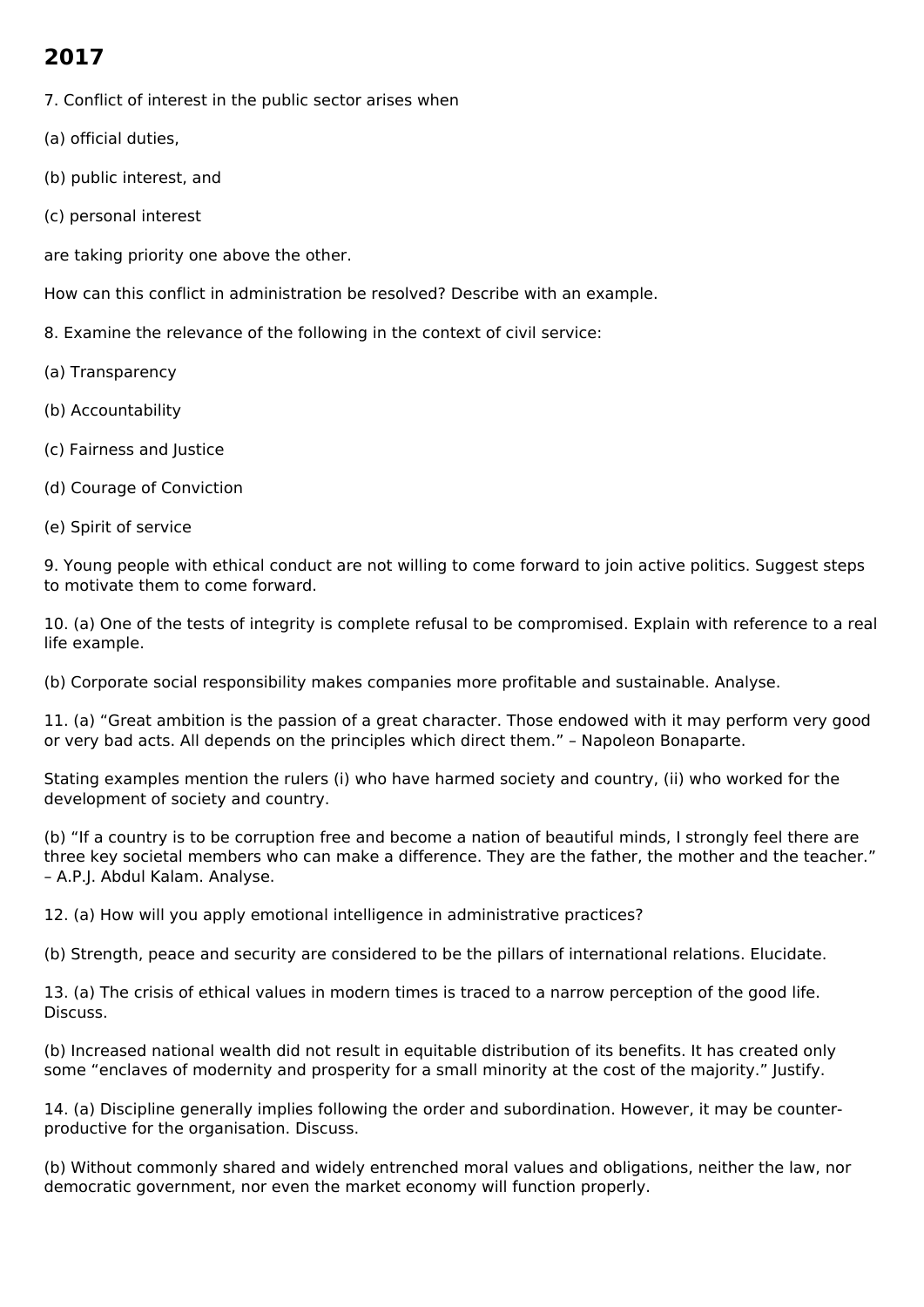## 2017

7. Conflict of interest in the public sector arises when

(a) official duties,

(b) public interest, and

(c) personal interest

are taking priority one above the other.

How can this conflict in administration be resolved? Describe with an example.

8. Examine the relevance of the following in the context of civil service:

(a) Transparency

(b) Accountability

(c) Fairness and Justice

(d) Courage of Conviction

(e) Spirit of service

9. Young people with ethical conduct are not willing to come forward to join active politics. Suggest steps to motivate them to come forward.

10. (a) One of the tests of integrity is complete refusal to be compromised. Explain with reference to a real life example.

(b) Corporate social responsibility makes companies more profitable and sustainable. Analyse.

11. (a) “Great ambition is the passion of a great character. Those endowed with it may perform very good or very bad acts. All depends on the principles which direct them.” – Napoleon Bonaparte.

Stating examples mention the rulers (i) who have harmed society and country, (ii) who worked for the development of society and country.

(b) “If a country is to be corruption free and become a nation of beautiful minds, I strongly feel there are three key societal members who can make a difference. They are the father, the mother and the teacher.” – A.P.J. Abdul Kalam. Analyse.

12. (a) How will you apply emotional intelligence in administrative practices?

(b) Strength, peace and security are considered to be the pillars of international relations. Elucidate.

13. (a) The crisis of ethical values in modern times is traced to a narrow perception of the good life. Discuss.

(b) Increased national wealth did not result in equitable distribution of its benefits. It has created only some “enclaves of modernity and prosperity for a small minority at the cost of the majority.” Justify.

14. (a) Discipline generally implies following the order and subordination. However, it may be counter-productive for the organisation. Discuss.

(b) Without commonly shared and widely entrenched moral values and obligations, neither the law, nor democratic government, nor even the market economy will function properly.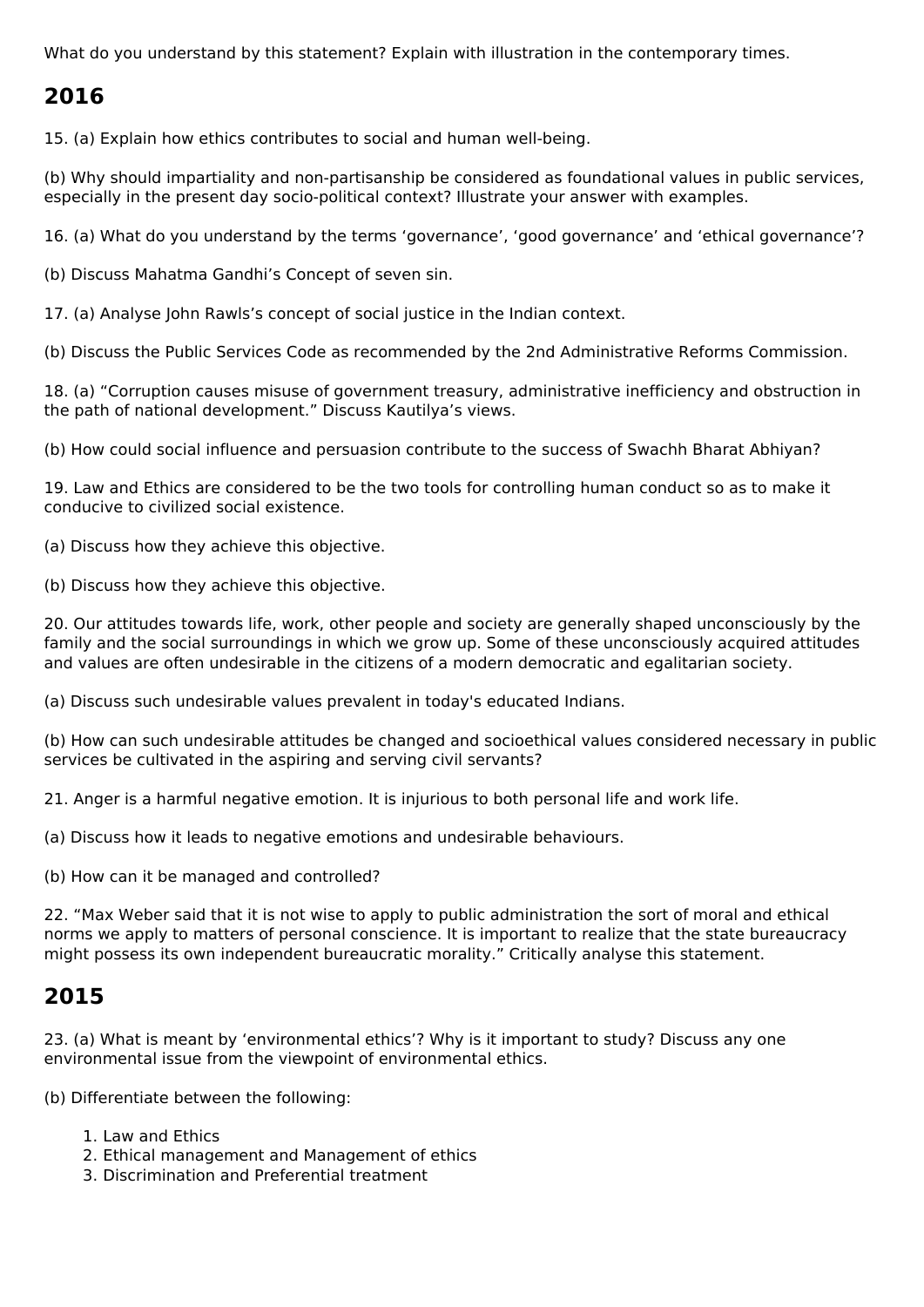What do you understand by this statement? Explain with illustration in the contemporary times.

## 2016

15. (a) Explain how ethics contributes to social and human well-being.

(b) Why should impartiality and non-partisanship be considered as foundational values in public services, especially in the present day socio-political context? Illustrate your answer with examples.

16. (a) What do you understand by the terms ‘governance’, ‘good governance’ and ‘ethical governance’?

(b) Discuss Mahatma Gandhi’s Concept of seven sin.

17. (a) Analyse John Rawls’s concept of social justice in the Indian context.

(b) Discuss the Public Services Code as recommended by the 2nd Administrative Reforms Commission.

18. (a) “Corruption causes misuse of government treasury, administrative inefficiency and obstruction in the path of national development.” Discuss Kautilya’s views.

(b) How could social influence and persuasion contribute to the success of Swachh Bharat Abhiyan?

19. Law and Ethics are considered to be the two tools for controlling human conduct so as to make it conducive to civilized social existence.

(a) Discuss how they achieve this objective.

(b) Discuss how they achieve this objective.

20. Our attitudes towards life, work, other people and society are generally shaped unconsciously by the family and the social surroundings in which we grow up. Some of these unconsciously acquired attitudes and values are often undesirable in the citizens of a modern democratic and egalitarian society.

(a) Discuss such undesirable values prevalent in today's educated Indians.

(b) How can such undesirable attitudes be changed and socioethical values considered necessary in public services be cultivated in the aspiring and serving civil servants?

21. Anger is a harmful negative emotion. It is injurious to both personal life and work life.

(a) Discuss how it leads to negative emotions and undesirable behaviours.

(b) How can it be managed and controlled?

22. “Max Weber said that it is not wise to apply to public administration the sort of moral and ethical norms we apply to matters of personal conscience. It is important to realize that the state bureaucracy might possess its own independent bureaucratic morality.” Critically analyse this statement.

## 2015

23. (a) What is meant by ‘environmental ethics’? Why is it important to study? Discuss any one environmental issue from the viewpoint of environmental ethics.

(b) Differentiate between the following:

1. Law and Ethics
2. Ethical management and Management of ethics
3. Discrimination and Preferential treatment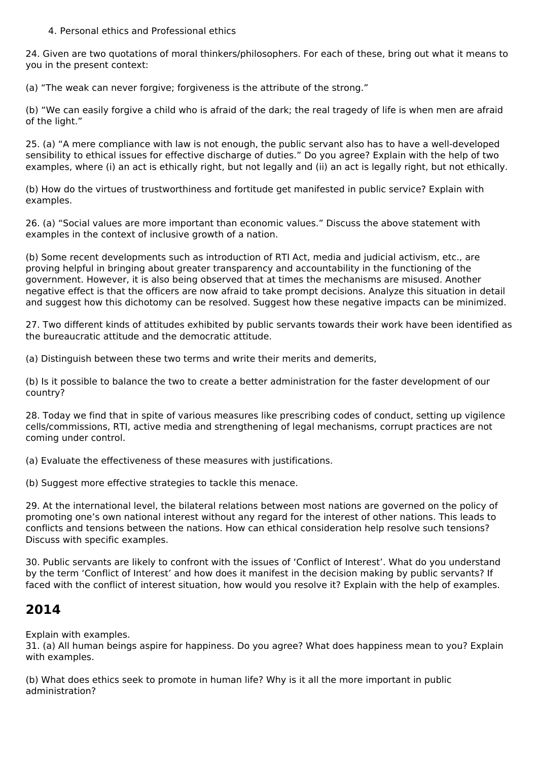4. Personal ethics and Professional ethics

24. Given are two quotations of moral thinkers/philosophers. For each of these, bring out what it means to you in the present context:

(a) "The weak can never forgive; forgiveness is the attribute of the strong."

(b) "We can easily forgive a child who is afraid of the dark; the real tragedy of life is when men are afraid of the light."

25. (a) "A mere compliance with law is not enough, the public servant also has to have a well-developed sensibility to ethical issues for effective discharge of duties." Do you agree? Explain with the help of two examples, where (i) an act is ethically right, but not legally and (ii) an act is legally right, but not ethically.

(b) How do the virtues of trustworthiness and fortitude get manifested in public service? Explain with examples.

26. (a) "Social values are more important than economic values." Discuss the above statement with examples in the context of inclusive growth of a nation.

(b) Some recent developments such as introduction of RTI Act, media and judicial activism, etc., are proving helpful in bringing about greater transparency and accountability in the functioning of the government. However, it is also being observed that at times the mechanisms are misused. Another negative effect is that the officers are now afraid to take prompt decisions. Analyze this situation in detail and suggest how this dichotomy can be resolved. Suggest how these negative impacts can be minimized.

27. Two different kinds of attitudes exhibited by public servants towards their work have been identified as the bureaucratic attitude and the democratic attitude.

(a) Distinguish between these two terms and write their merits and demerits,

(b) Is it possible to balance the two to create a better administration for the faster development of our country?

28. Today we find that in spite of various measures like prescribing codes of conduct, setting up vigilence cells/commissions, RTI, active media and strengthening of legal mechanisms, corrupt practices are not coming under control.

(a) Evaluate the effectiveness of these measures with justifications.

(b) Suggest more effective strategies to tackle this menace.

29. At the international level, the bilateral relations between most nations are governed on the policy of promoting one's own national interest without any regard for the interest of other nations. This leads to conflicts and tensions between the nations. How can ethical consideration help resolve such tensions? Discuss with specific examples.

30. Public servants are likely to confront with the issues of 'Conflict of Interest'. What do you understand by the term 'Conflict of Interest' and how does it manifest in the decision making by public servants? If faced with the conflict of interest situation, how would you resolve it? Explain with the help of examples.

## 2014

Explain with examples.
31. (a) All human beings aspire for happiness. Do you agree? What does happiness mean to you? Explain with examples.

(b) What does ethics seek to promote in human life? Why is it all the more important in public administration?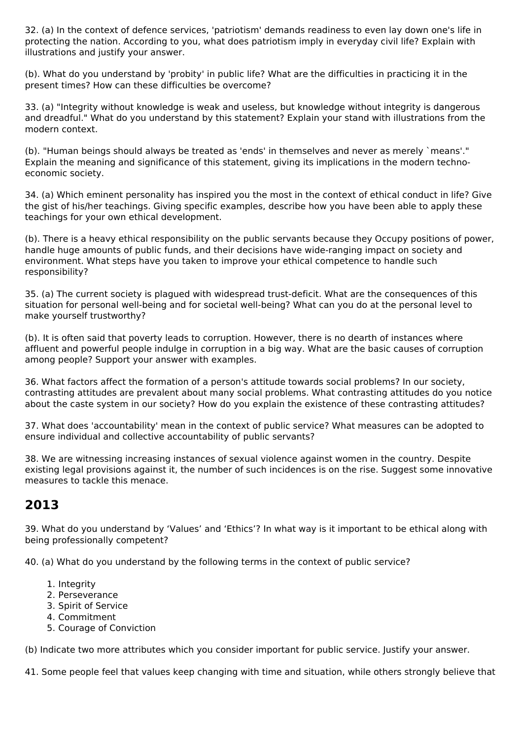32. (a) In the context of defence services, 'patriotism' demands readiness to even lay down one's life in protecting the nation. According to you, what does patriotism imply in everyday civil life? Explain with illustrations and justify your answer.

(b). What do you understand by 'probity' in public life? What are the difficulties in practicing it in the present times? How can these difficulties be overcome?

33. (a) "Integrity without knowledge is weak and useless, but knowledge without integrity is dangerous and dreadful." What do you understand by this statement? Explain your stand with illustrations from the modern context.

(b). "Human beings should always be treated as 'ends' in themselves and never as merely `means'." Explain the meaning and significance of this statement, giving its implications in the modern techno-economic society.

34. (a) Which eminent personality has inspired you the most in the context of ethical conduct in life? Give the gist of his/her teachings. Giving specific examples, describe how you have been able to apply these teachings for your own ethical development.

(b). There is a heavy ethical responsibility on the public servants because they Occupy positions of power, handle huge amounts of public funds, and their decisions have wide-ranging impact on society and environment. What steps have you taken to improve your ethical competence to handle such responsibility?

35. (a) The current society is plagued with widespread trust-deficit. What are the consequences of this situation for personal well-being and for societal well-being? What can you do at the personal level to make yourself trustworthy?

(b). It is often said that poverty leads to corruption. However, there is no dearth of instances where affluent and powerful people indulge in corruption in a big way. What are the basic causes of corruption among people? Support your answer with examples.

36. What factors affect the formation of a person's attitude towards social problems? In our society, contrasting attitudes are prevalent about many social problems. What contrasting attitudes do you notice about the caste system in our society? How do you explain the existence of these contrasting attitudes?

37. What does 'accountability' mean in the context of public service? What measures can be adopted to ensure individual and collective accountability of public servants?

38. We are witnessing increasing instances of sexual violence against women in the country. Despite existing legal provisions against it, the number of such incidences is on the rise. Suggest some innovative measures to tackle this menace.

## 2013

39. What do you understand by ‘Values’ and ‘Ethics’? In what way is it important to be ethical along with being professionally competent?

40. (a) What do you understand by the following terms in the context of public service?

1. Integrity
2. Perseverance
3. Spirit of Service
4. Commitment
5. Courage of Conviction

(b) Indicate two more attributes which you consider important for public service. Justify your answer.

41. Some people feel that values keep changing with time and situation, while others strongly believe that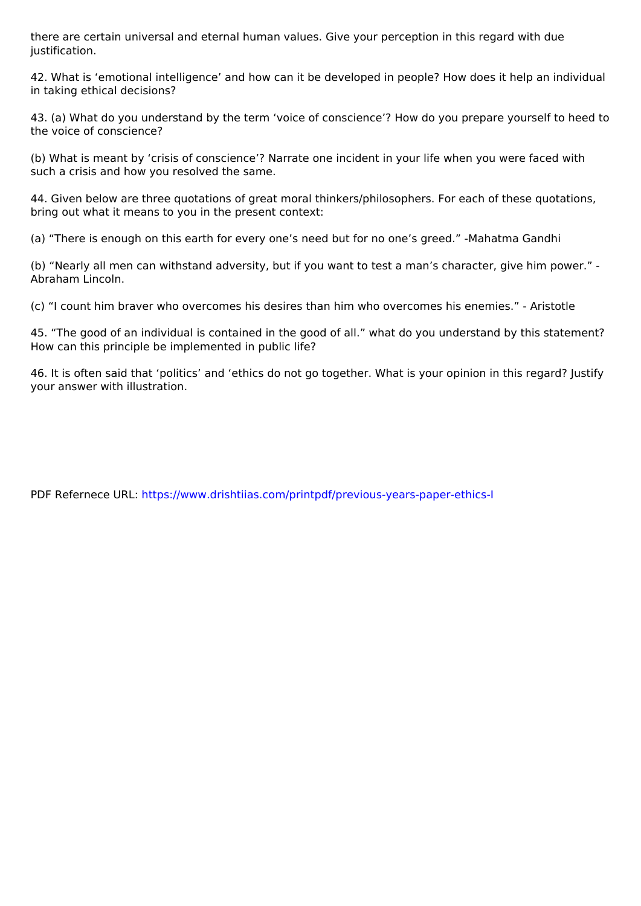there are certain universal and eternal human values. Give your perception in this regard with due justification.

42. What is ‘emotional intelligence’ and how can it be developed in people? How does it help an individual in taking ethical decisions?

43. (a) What do you understand by the term ‘voice of conscience’? How do you prepare yourself to heed to the voice of conscience?

(b) What is meant by ‘crisis of conscience’? Narrate one incident in your life when you were faced with such a crisis and how you resolved the same.

44. Given below are three quotations of great moral thinkers/philosophers. For each of these quotations, bring out what it means to you in the present context:

(a) “There is enough on this earth for every one’s need but for no one’s greed.” -Mahatma Gandhi

(b) “Nearly all men can withstand adversity, but if you want to test a man’s character, give him power.” - Abraham Lincoln.

(c) “I count him braver who overcomes his desires than him who overcomes his enemies.” - Aristotle

45. “The good of an individual is contained in the good of all.” what do you understand by this statement? How can this principle be implemented in public life?

46. It is often said that ‘politics’ and ‘ethics do not go together. What is your opinion in this regard? Justify your answer with illustration.

PDF Refernece URL: https://www.drishtiias.com/printpdf/previous-years-paper-ethics-I